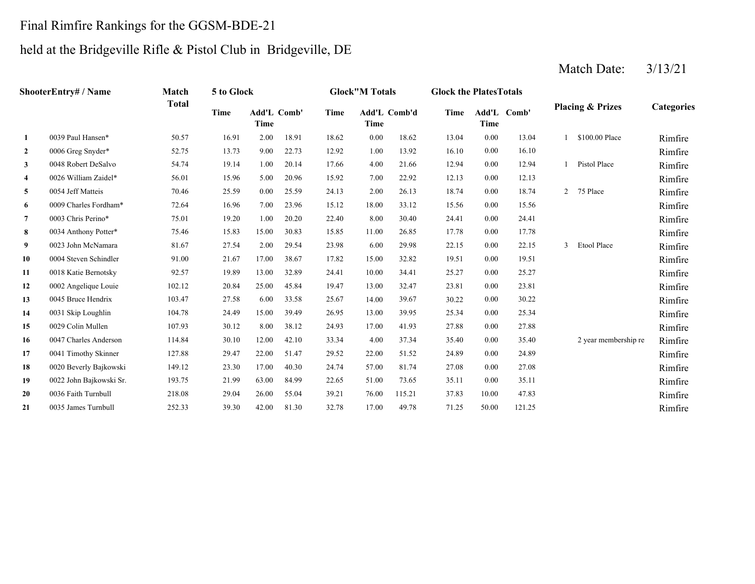# Final Rimfire Rankings for the GGSM-BDE-21

## held at the Bridgeville Rifle & Pistol Club in Bridgeville, DE

Match Date: 3/13/21

| Shooter | Entry# / Name | Match Total | 5 to Glock | | | Glock"M Totals | | | Glock the PlatesTotals | | | Placing & Prizes | | Categories |
|---|---|---|---|---|---|---|---|---|---|---|---|---|---|---|
| | | | Time | Add'L Time | Comb' | Time | Add'L Time | Comb'd | Time | Add'L Time | Comb' | | | |
| 1 | 0039 Paul Hansen* | 50.57 | 16.91 | 2.00 | 18.91 | 18.62 | 0.00 | 18.62 | 13.04 | 0.00 | 13.04 | 1 | $100.00 Place | Rimfire |
| 2 | 0006 Greg Snyder* | 52.75 | 13.73 | 9.00 | 22.73 | 12.92 | 1.00 | 13.92 | 16.10 | 0.00 | 16.10 | | | Rimfire |
| 3 | 0048 Robert DeSalvo | 54.74 | 19.14 | 1.00 | 20.14 | 17.66 | 4.00 | 21.66 | 12.94 | 0.00 | 12.94 | 1 | Pistol Place | Rimfire |
| 4 | 0026 William Zaidel* | 56.01 | 15.96 | 5.00 | 20.96 | 15.92 | 7.00 | 22.92 | 12.13 | 0.00 | 12.13 | | | Rimfire |
| 5 | 0054 Jeff Matteis | 70.46 | 25.59 | 0.00 | 25.59 | 24.13 | 2.00 | 26.13 | 18.74 | 0.00 | 18.74 | 2 | 75 Place | Rimfire |
| 6 | 0009 Charles Fordham* | 72.64 | 16.96 | 7.00 | 23.96 | 15.12 | 18.00 | 33.12 | 15.56 | 0.00 | 15.56 | | | Rimfire |
| 7 | 0003 Chris Perino* | 75.01 | 19.20 | 1.00 | 20.20 | 22.40 | 8.00 | 30.40 | 24.41 | 0.00 | 24.41 | | | Rimfire |
| 8 | 0034 Anthony Potter* | 75.46 | 15.83 | 15.00 | 30.83 | 15.85 | 11.00 | 26.85 | 17.78 | 0.00 | 17.78 | | | Rimfire |
| 9 | 0023 John McNamara | 81.67 | 27.54 | 2.00 | 29.54 | 23.98 | 6.00 | 29.98 | 22.15 | 0.00 | 22.15 | 3 | Etool Place | Rimfire |
| 10 | 0004 Steven Schindler | 91.00 | 21.67 | 17.00 | 38.67 | 17.82 | 15.00 | 32.82 | 19.51 | 0.00 | 19.51 | | | Rimfire |
| 11 | 0018 Katie Bernotsky | 92.57 | 19.89 | 13.00 | 32.89 | 24.41 | 10.00 | 34.41 | 25.27 | 0.00 | 25.27 | | | Rimfire |
| 12 | 0002 Angelique Louie | 102.12 | 20.84 | 25.00 | 45.84 | 19.47 | 13.00 | 32.47 | 23.81 | 0.00 | 23.81 | | | Rimfire |
| 13 | 0045 Bruce Hendrix | 103.47 | 27.58 | 6.00 | 33.58 | 25.67 | 14.00 | 39.67 | 30.22 | 0.00 | 30.22 | | | Rimfire |
| 14 | 0031 Skip Loughlin | 104.78 | 24.49 | 15.00 | 39.49 | 26.95 | 13.00 | 39.95 | 25.34 | 0.00 | 25.34 | | | Rimfire |
| 15 | 0029 Colin Mullen | 107.93 | 30.12 | 8.00 | 38.12 | 24.93 | 17.00 | 41.93 | 27.88 | 0.00 | 27.88 | | | Rimfire |
| 16 | 0047 Charles Anderson | 114.84 | 30.10 | 12.00 | 42.10 | 33.34 | 4.00 | 37.34 | 35.40 | 0.00 | 35.40 | | 2 year membership re | Rimfire |
| 17 | 0041 Timothy Skinner | 127.88 | 29.47 | 22.00 | 51.47 | 29.52 | 22.00 | 51.52 | 24.89 | 0.00 | 24.89 | | | Rimfire |
| 18 | 0020 Beverly Bajkowski | 149.12 | 23.30 | 17.00 | 40.30 | 24.74 | 57.00 | 81.74 | 27.08 | 0.00 | 27.08 | | | Rimfire |
| 19 | 0022 John Bajkowski Sr. | 193.75 | 21.99 | 63.00 | 84.99 | 22.65 | 51.00 | 73.65 | 35.11 | 0.00 | 35.11 | | | Rimfire |
| 20 | 0036 Faith Turnbull | 218.08 | 29.04 | 26.00 | 55.04 | 39.21 | 76.00 | 115.21 | 37.83 | 10.00 | 47.83 | | | Rimfire |
| 21 | 0035 James Turnbull | 252.33 | 39.30 | 42.00 | 81.30 | 32.78 | 17.00 | 49.78 | 71.25 | 50.00 | 121.25 | | | Rimfire |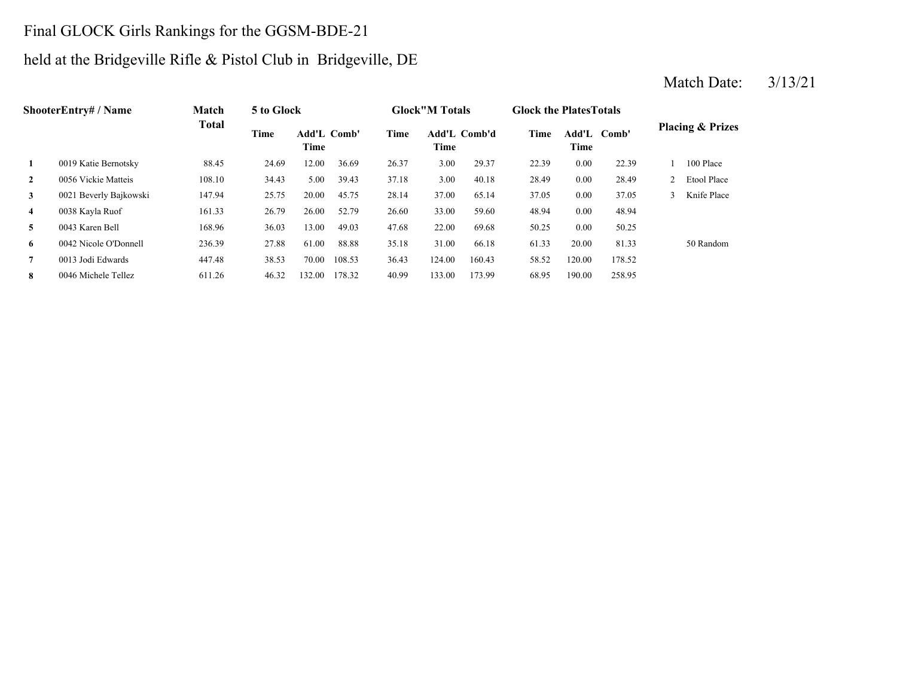# Final GLOCK Girls Rankings for the GGSM-BDE-21

## held at the Bridgeville Rifle & Pistol Club in Bridgeville, DE

Match Date: 3/13/21

| Shooter | Entry# / Name | Match Total | 5 to Glock | | | Glock"M Totals | | | Glock the Plates Totals | | | Placing & Prizes | |
|---|---|---|---|---|---|---|---|---|---|---|---|---|---|
| | | | Time | Add'L Time | Comb' | Time | Add'L Time | Comb'd | Time | Add'L Time | Comb' | | |
| 1 | 0019 Katie Bernotsky | 88.45 | 24.69 | 12.00 | 36.69 | 26.37 | 3.00 | 29.37 | 22.39 | 0.00 | 22.39 | 1 | 100 Place |
| 2 | 0056 Vickie Matteis | 108.10 | 34.43 | 5.00 | 39.43 | 37.18 | 3.00 | 40.18 | 28.49 | 0.00 | 28.49 | 2 | Etool Place |
| 3 | 0021 Beverly Bajkowski | 147.94 | 25.75 | 20.00 | 45.75 | 28.14 | 37.00 | 65.14 | 37.05 | 0.00 | 37.05 | 3 | Knife Place |
| 4 | 0038 Kayla Ruof | 161.33 | 26.79 | 26.00 | 52.79 | 26.60 | 33.00 | 59.60 | 48.94 | 0.00 | 48.94 | | |
| 5 | 0043 Karen Bell | 168.96 | 36.03 | 13.00 | 49.03 | 47.68 | 22.00 | 69.68 | 50.25 | 0.00 | 50.25 | | |
| 6 | 0042 Nicole O'Donnell | 236.39 | 27.88 | 61.00 | 88.88 | 35.18 | 31.00 | 66.18 | 61.33 | 20.00 | 81.33 | | 50 Random |
| 7 | 0013 Jodi Edwards | 447.48 | 38.53 | 70.00 | 108.53 | 36.43 | 124.00 | 160.43 | 58.52 | 120.00 | 178.52 | | |
| 8 | 0046 Michele Tellez | 611.26 | 46.32 | 132.00 | 178.32 | 40.99 | 133.00 | 173.99 | 68.95 | 190.00 | 258.95 | | |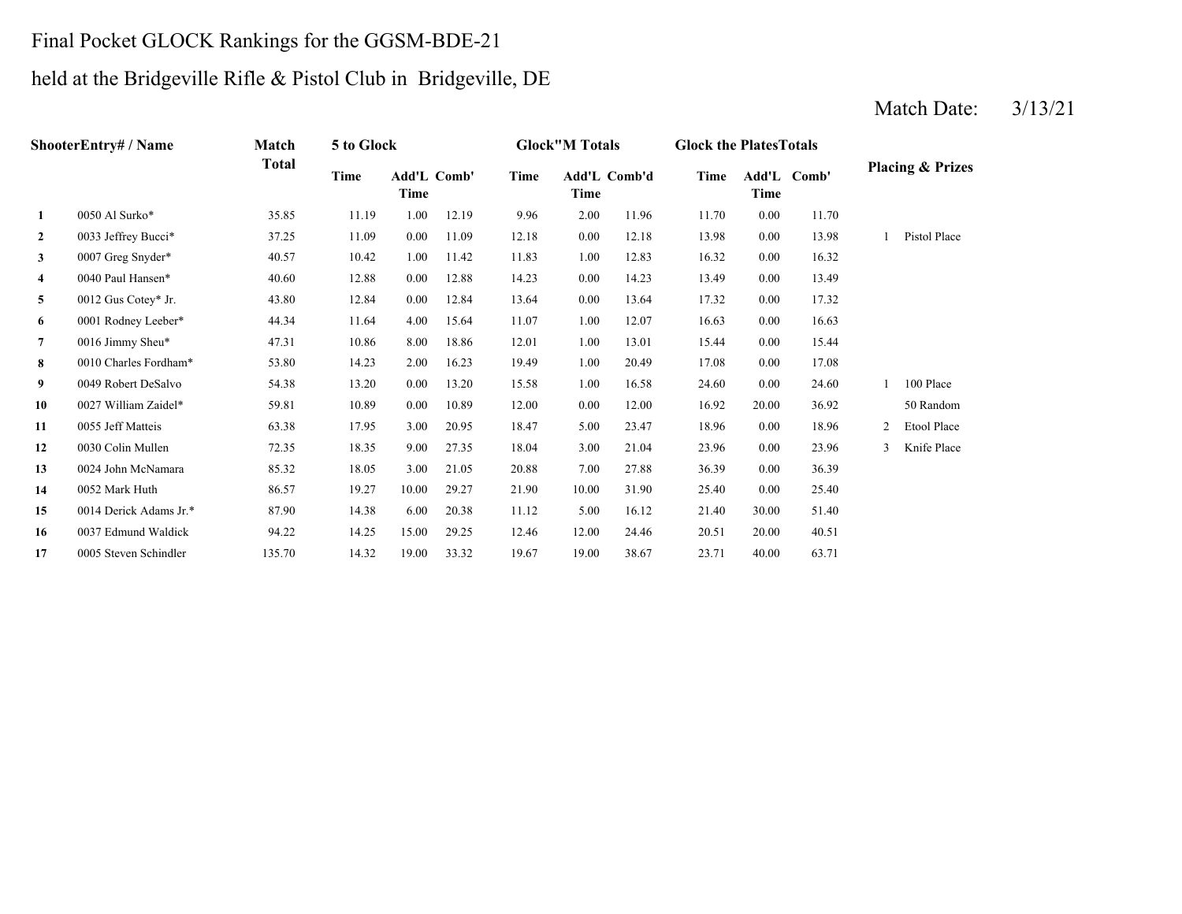# Final Pocket GLOCK Rankings for the GGSM-BDE-21

## held at the Bridgeville Rifle & Pistol Club in Bridgeville, DE

Match Date: 3/13/21

| Shooter | Entry# / Name | Match Total | 5 to Glock | | | Glock"M Totals | | | Glock the Plates Totals | | | Placing & Prizes | |
|---|---|---|---|---|---|---|---|---|---|---|---|---|---|
| | | | Time | Add'L Time | Comb' | Time | Add'L Time | Comb'd | Time | Add'L Time | Comb' | | |
| 1 | 0050 Al Surko* | 35.85 | 11.19 | 1.00 | 12.19 | 9.96 | 2.00 | 11.96 | 11.70 | 0.00 | 11.70 | | |
| 2 | 0033 Jeffrey Bucci* | 37.25 | 11.09 | 0.00 | 11.09 | 12.18 | 0.00 | 12.18 | 13.98 | 0.00 | 13.98 | 1 | Pistol Place |
| 3 | 0007 Greg Snyder* | 40.57 | 10.42 | 1.00 | 11.42 | 11.83 | 1.00 | 12.83 | 16.32 | 0.00 | 16.32 | | |
| 4 | 0040 Paul Hansen* | 40.60 | 12.88 | 0.00 | 12.88 | 14.23 | 0.00 | 14.23 | 13.49 | 0.00 | 13.49 | | |
| 5 | 0012 Gus Cotey* Jr. | 43.80 | 12.84 | 0.00 | 12.84 | 13.64 | 0.00 | 13.64 | 17.32 | 0.00 | 17.32 | | |
| 6 | 0001 Rodney Leeber* | 44.34 | 11.64 | 4.00 | 15.64 | 11.07 | 1.00 | 12.07 | 16.63 | 0.00 | 16.63 | | |
| 7 | 0016 Jimmy Sheu* | 47.31 | 10.86 | 8.00 | 18.86 | 12.01 | 1.00 | 13.01 | 15.44 | 0.00 | 15.44 | | |
| 8 | 0010 Charles Fordham* | 53.80 | 14.23 | 2.00 | 16.23 | 19.49 | 1.00 | 20.49 | 17.08 | 0.00 | 17.08 | | |
| 9 | 0049 Robert DeSalvo | 54.38 | 13.20 | 0.00 | 13.20 | 15.58 | 1.00 | 16.58 | 24.60 | 0.00 | 24.60 | 1 | 100 Place |
| 10 | 0027 William Zaidel* | 59.81 | 10.89 | 0.00 | 10.89 | 12.00 | 0.00 | 12.00 | 16.92 | 20.00 | 36.92 | | 50 Random |
| 11 | 0055 Jeff Matteis | 63.38 | 17.95 | 3.00 | 20.95 | 18.47 | 5.00 | 23.47 | 18.96 | 0.00 | 18.96 | 2 | Etool Place |
| 12 | 0030 Colin Mullen | 72.35 | 18.35 | 9.00 | 27.35 | 18.04 | 3.00 | 21.04 | 23.96 | 0.00 | 23.96 | 3 | Knife Place |
| 13 | 0024 John McNamara | 85.32 | 18.05 | 3.00 | 21.05 | 20.88 | 7.00 | 27.88 | 36.39 | 0.00 | 36.39 | | |
| 14 | 0052 Mark Huth | 86.57 | 19.27 | 10.00 | 29.27 | 21.90 | 10.00 | 31.90 | 25.40 | 0.00 | 25.40 | | |
| 15 | 0014 Derick Adams Jr.* | 87.90 | 14.38 | 6.00 | 20.38 | 11.12 | 5.00 | 16.12 | 21.40 | 30.00 | 51.40 | | |
| 16 | 0037 Edmund Waldick | 94.22 | 14.25 | 15.00 | 29.25 | 12.46 | 12.00 | 24.46 | 20.51 | 20.00 | 40.51 | | |
| 17 | 0005 Steven Schindler | 135.70 | 14.32 | 19.00 | 33.32 | 19.67 | 19.00 | 38.67 | 23.71 | 40.00 | 63.71 | | |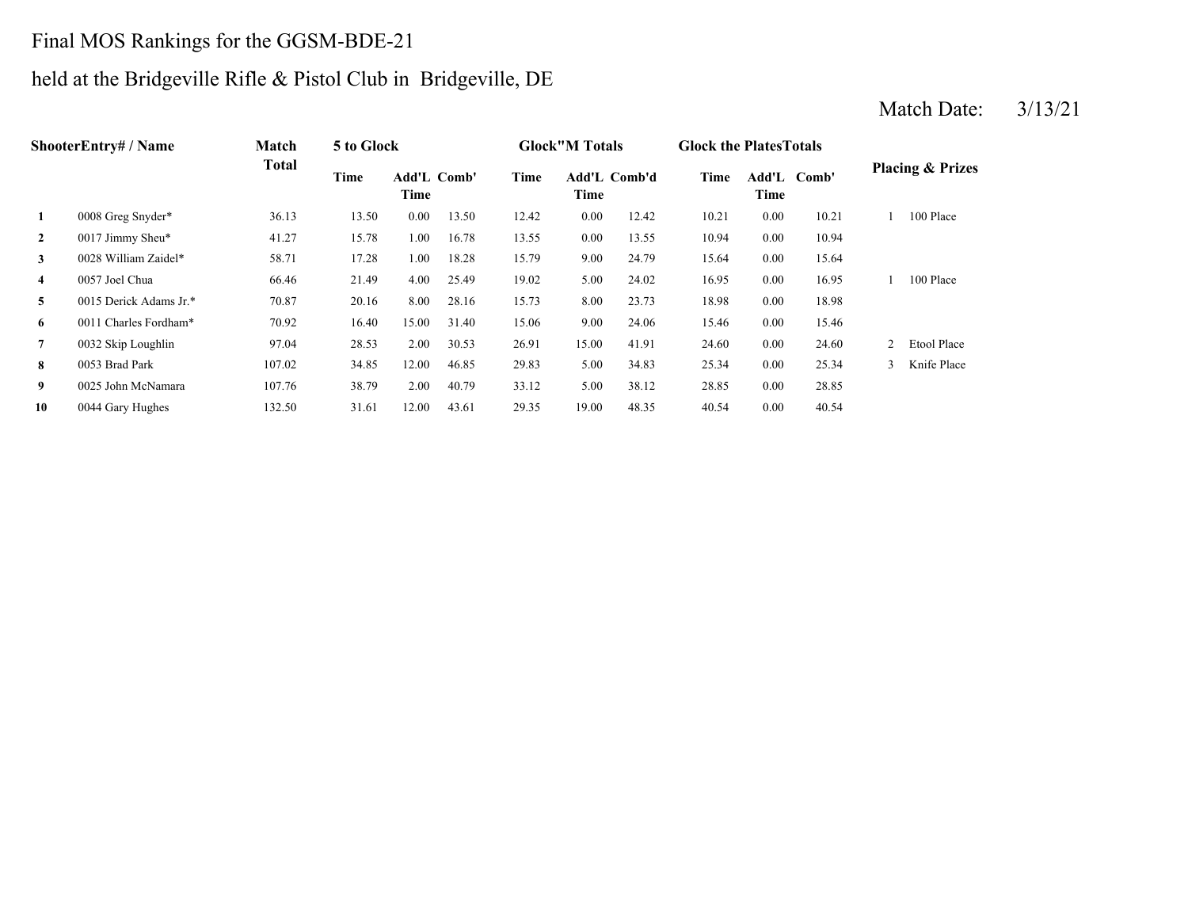Final MOS Rankings for the GGSM-BDE-21

held at the Bridgeville Rifle & Pistol Club in Bridgeville, DE

Match Date: 3/13/21

| Shooter | Entry# / Name | Match Total | 5 to Glock | | | Glock"M Totals | | | Glock the PlatesTotals | | | Placing & Prizes | |
|---|---|---|---|---|---|---|---|---|---|---|---|---|---|
| | | | Time | Add'L Time | Comb' | Time | Add'L Time | Comb'd | Time | Add'L Time | Comb' | | |
| 1 | 0008 Greg Snyder* | 36.13 | 13.50 | 0.00 | 13.50 | 12.42 | 0.00 | 12.42 | 10.21 | 0.00 | 10.21 | 1 | 100 Place |
| 2 | 0017 Jimmy Sheu* | 41.27 | 15.78 | 1.00 | 16.78 | 13.55 | 0.00 | 13.55 | 10.94 | 0.00 | 10.94 | | |
| 3 | 0028 William Zaidel* | 58.71 | 17.28 | 1.00 | 18.28 | 15.79 | 9.00 | 24.79 | 15.64 | 0.00 | 15.64 | | |
| 4 | 0057 Joel Chua | 66.46 | 21.49 | 4.00 | 25.49 | 19.02 | 5.00 | 24.02 | 16.95 | 0.00 | 16.95 | 1 | 100 Place |
| 5 | 0015 Derick Adams Jr.* | 70.87 | 20.16 | 8.00 | 28.16 | 15.73 | 8.00 | 23.73 | 18.98 | 0.00 | 18.98 | | |
| 6 | 0011 Charles Fordham* | 70.92 | 16.40 | 15.00 | 31.40 | 15.06 | 9.00 | 24.06 | 15.46 | 0.00 | 15.46 | | |
| 7 | 0032 Skip Loughlin | 97.04 | 28.53 | 2.00 | 30.53 | 26.91 | 15.00 | 41.91 | 24.60 | 0.00 | 24.60 | 2 | Etool Place |
| 8 | 0053 Brad Park | 107.02 | 34.85 | 12.00 | 46.85 | 29.83 | 5.00 | 34.83 | 25.34 | 0.00 | 25.34 | 3 | Knife Place |
| 9 | 0025 John McNamara | 107.76 | 38.79 | 2.00 | 40.79 | 33.12 | 5.00 | 38.12 | 28.85 | 0.00 | 28.85 | | |
| 10 | 0044 Gary Hughes | 132.50 | 31.61 | 12.00 | 43.61 | 29.35 | 19.00 | 48.35 | 40.54 | 0.00 | 40.54 | | |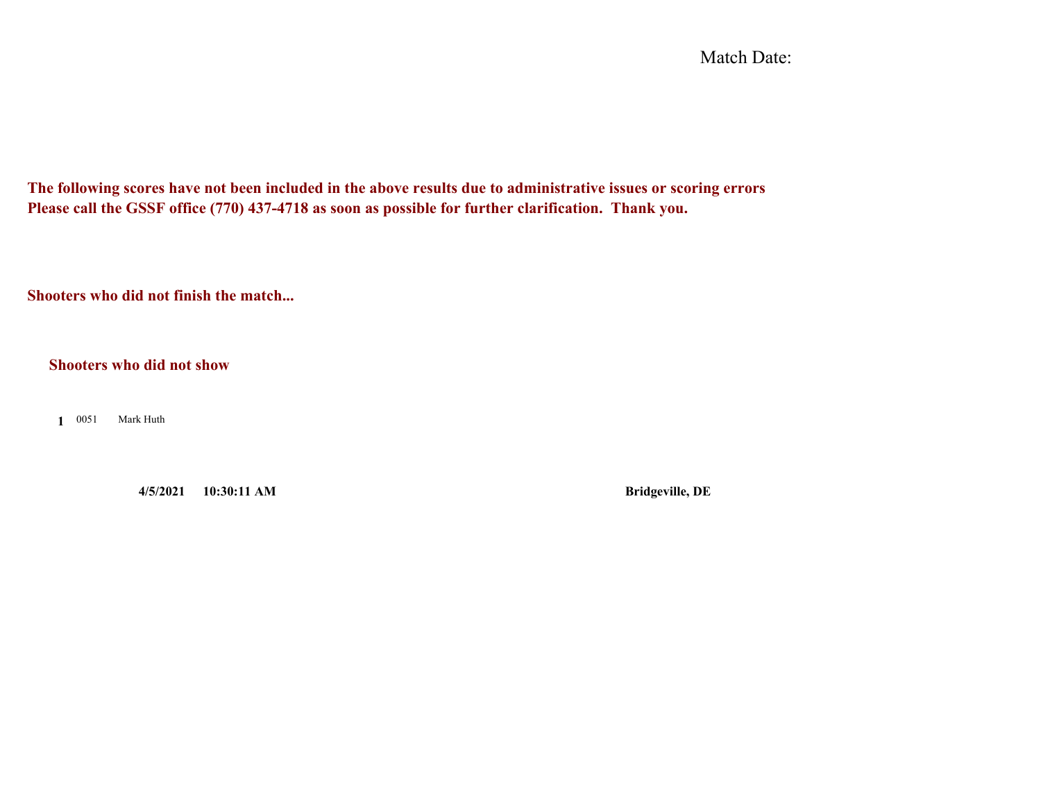Match Date:

**The following scores have not been included in the above results due to administrative issues or scoring errors**
**Please call the GSSF office (770) 437-4718 as soon as possible for further clarification. Thank you.**

**Shooters who did not finish the match...**

**Shooters who did not show**

| | | |
|---|---|---|
| **1** | 0051 | Mark Huth |

**4/5/2021 10:30:11 AM** **Bridgeville, DE**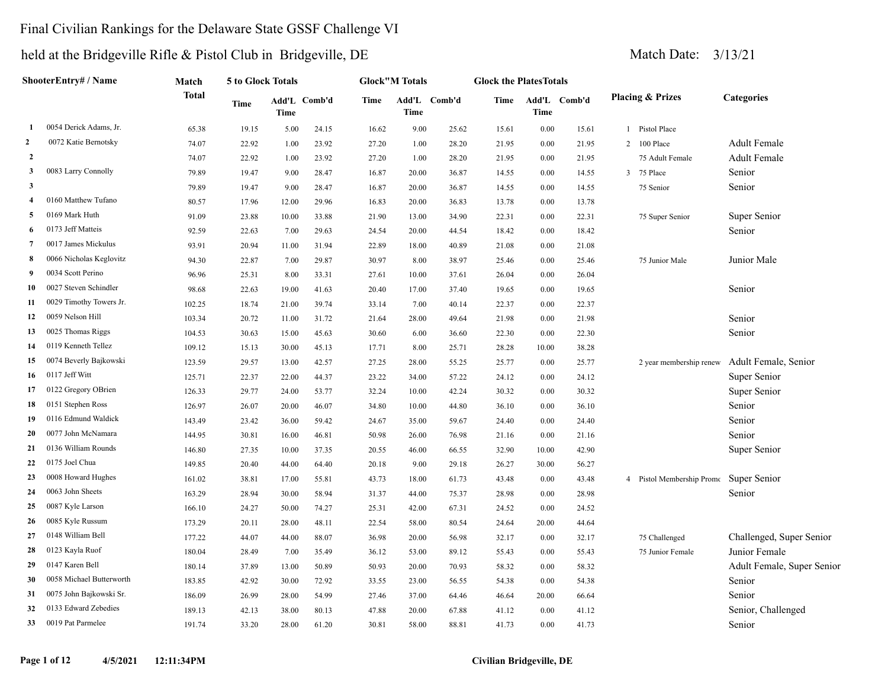# Final Civilian Rankings for the Delaware State GSSF Challenge VI

## held at the Bridgeville Rifle & Pistol Club in Bridgeville, DE

Match Date: 3/13/21

| | ShooterEntry# / Name | Match Total | 5 to Glock Totals | | | Glock"M Totals | | | Glock the PlatesTotals | | | Placing & Prizes | | Categories |
|---|---|---|---|---|---|---|---|---|---|---|---|---|---|---|
| | | | Time | Add'L Time | Comb'd | Time | Add'L Time | Comb'd | Time | Add'L Time | Comb'd | | | |
| 1 | 0054 Derick Adams, Jr. | 65.38 | 19.15 | 5.00 | 24.15 | 16.62 | 9.00 | 25.62 | 15.61 | 0.00 | 15.61 | 1 | Pistol Place | |
| 2 | 0072 Katie Bernotsky | 74.07 | 22.92 | 1.00 | 23.92 | 27.20 | 1.00 | 28.20 | 21.95 | 0.00 | 21.95 | 2 | 100 Place | Adult Female |
| 2 | | 74.07 | 22.92 | 1.00 | 23.92 | 27.20 | 1.00 | 28.20 | 21.95 | 0.00 | 21.95 | | 75 Adult Female | Adult Female |
| 3 | 0083 Larry Connolly | 79.89 | 19.47 | 9.00 | 28.47 | 16.87 | 20.00 | 36.87 | 14.55 | 0.00 | 14.55 | 3 | 75 Place | Senior |
| 3 | | 79.89 | 19.47 | 9.00 | 28.47 | 16.87 | 20.00 | 36.87 | 14.55 | 0.00 | 14.55 | | 75 Senior | Senior |
| 4 | 0160 Matthew Tufano | 80.57 | 17.96 | 12.00 | 29.96 | 16.83 | 20.00 | 36.83 | 13.78 | 0.00 | 13.78 | | | |
| 5 | 0169 Mark Huth | 91.09 | 23.88 | 10.00 | 33.88 | 21.90 | 13.00 | 34.90 | 22.31 | 0.00 | 22.31 | | 75 Super Senior | Super Senior |
| 6 | 0173 Jeff Matteis | 92.59 | 22.63 | 7.00 | 29.63 | 24.54 | 20.00 | 44.54 | 18.42 | 0.00 | 18.42 | | | Senior |
| 7 | 0017 James Mickulus | 93.91 | 20.94 | 11.00 | 31.94 | 22.89 | 18.00 | 40.89 | 21.08 | 0.00 | 21.08 | | | |
| 8 | 0066 Nicholas Keglovitz | 94.30 | 22.87 | 7.00 | 29.87 | 30.97 | 8.00 | 38.97 | 25.46 | 0.00 | 25.46 | | 75 Junior Male | Junior Male |
| 9 | 0034 Scott Perino | 96.96 | 25.31 | 8.00 | 33.31 | 27.61 | 10.00 | 37.61 | 26.04 | 0.00 | 26.04 | | | |
| 10 | 0027 Steven Schindler | 98.68 | 22.63 | 19.00 | 41.63 | 20.40 | 17.00 | 37.40 | 19.65 | 0.00 | 19.65 | | | Senior |
| 11 | 0029 Timothy Towers Jr. | 102.25 | 18.74 | 21.00 | 39.74 | 33.14 | 7.00 | 40.14 | 22.37 | 0.00 | 22.37 | | | |
| 12 | 0059 Nelson Hill | 103.34 | 20.72 | 11.00 | 31.72 | 21.64 | 28.00 | 49.64 | 21.98 | 0.00 | 21.98 | | | Senior |
| 13 | 0025 Thomas Riggs | 104.53 | 30.63 | 15.00 | 45.63 | 30.60 | 6.00 | 36.60 | 22.30 | 0.00 | 22.30 | | | Senior |
| 14 | 0119 Kenneth Tellez | 109.12 | 15.13 | 30.00 | 45.13 | 17.71 | 8.00 | 25.71 | 28.28 | 10.00 | 38.28 | | | |
| 15 | 0074 Beverly Bajkowski | 123.59 | 29.57 | 13.00 | 42.57 | 27.25 | 28.00 | 55.25 | 25.77 | 0.00 | 25.77 | | 2 year membership renew | Adult Female, Senior |
| 16 | 0117 Jeff Witt | 125.71 | 22.37 | 22.00 | 44.37 | 23.22 | 34.00 | 57.22 | 24.12 | 0.00 | 24.12 | | | Super Senior |
| 17 | 0122 Gregory OBrien | 126.33 | 29.77 | 24.00 | 53.77 | 32.24 | 10.00 | 42.24 | 30.32 | 0.00 | 30.32 | | | Super Senior |
| 18 | 0151 Stephen Ross | 126.97 | 26.07 | 20.00 | 46.07 | 34.80 | 10.00 | 44.80 | 36.10 | 0.00 | 36.10 | | | Senior |
| 19 | 0116 Edmund Waldick | 143.49 | 23.42 | 36.00 | 59.42 | 24.67 | 35.00 | 59.67 | 24.40 | 0.00 | 24.40 | | | Senior |
| 20 | 0077 John McNamara | 144.95 | 30.81 | 16.00 | 46.81 | 50.98 | 26.00 | 76.98 | 21.16 | 0.00 | 21.16 | | | Senior |
| 21 | 0136 William Rounds | 146.80 | 27.35 | 10.00 | 37.35 | 20.55 | 46.00 | 66.55 | 32.90 | 10.00 | 42.90 | | | Super Senior |
| 22 | 0175 Joel Chua | 149.85 | 20.40 | 44.00 | 64.40 | 20.18 | 9.00 | 29.18 | 26.27 | 30.00 | 56.27 | | | |
| 23 | 0008 Howard Hughes | 161.02 | 38.81 | 17.00 | 55.81 | 43.73 | 18.00 | 61.73 | 43.48 | 0.00 | 43.48 | 4 | Pistol Membership Promo | Super Senior |
| 24 | 0063 John Sheets | 163.29 | 28.94 | 30.00 | 58.94 | 31.37 | 44.00 | 75.37 | 28.98 | 0.00 | 28.98 | | | Senior |
| 25 | 0087 Kyle Larson | 166.10 | 24.27 | 50.00 | 74.27 | 25.31 | 42.00 | 67.31 | 24.52 | 0.00 | 24.52 | | | |
| 26 | 0085 Kyle Russum | 173.29 | 20.11 | 28.00 | 48.11 | 22.54 | 58.00 | 80.54 | 24.64 | 20.00 | 44.64 | | | |
| 27 | 0148 William Bell | 177.22 | 44.07 | 44.00 | 88.07 | 36.98 | 20.00 | 56.98 | 32.17 | 0.00 | 32.17 | | 75 Challenged | Challenged, Super Senior |
| 28 | 0123 Kayla Ruof | 180.04 | 28.49 | 7.00 | 35.49 | 36.12 | 53.00 | 89.12 | 55.43 | 0.00 | 55.43 | | 75 Junior Female | Junior Female |
| 29 | 0147 Karen Bell | 180.14 | 37.89 | 13.00 | 50.89 | 50.93 | 20.00 | 70.93 | 58.32 | 0.00 | 58.32 | | | Adult Female, Super Senior |
| 30 | 0058 Michael Butterworth | 183.85 | 42.92 | 30.00 | 72.92 | 33.55 | 23.00 | 56.55 | 54.38 | 0.00 | 54.38 | | | Senior |
| 31 | 0075 John Bajkowski Sr. | 186.09 | 26.99 | 28.00 | 54.99 | 27.46 | 37.00 | 64.46 | 46.64 | 20.00 | 66.64 | | | Senior |
| 32 | 0133 Edward Zebedies | 189.13 | 42.13 | 38.00 | 80.13 | 47.88 | 20.00 | 67.88 | 41.12 | 0.00 | 41.12 | | | Senior, Challenged |
| 33 | 0019 Pat Parmelee | 191.74 | 33.20 | 28.00 | 61.20 | 30.81 | 58.00 | 88.81 | 41.73 | 0.00 | 41.73 | | | Senior |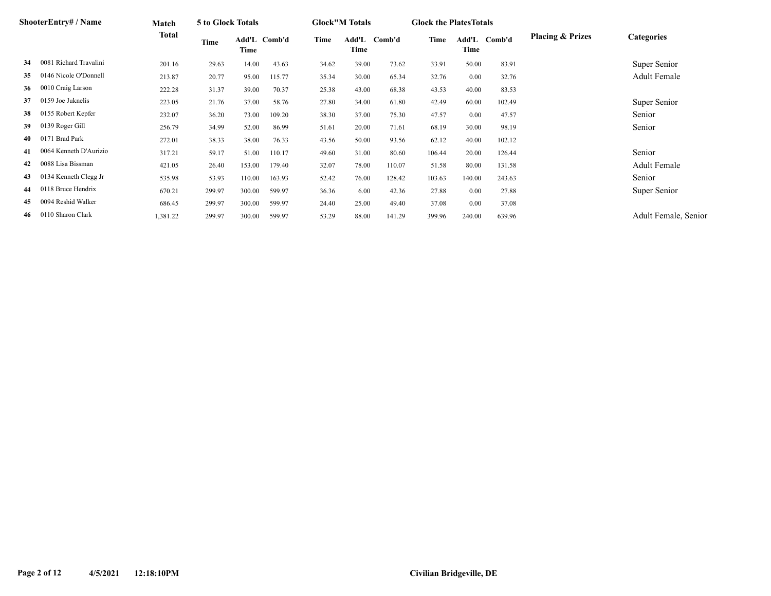| | ShooterEntry# / Name | Match Total | 5 to Glock Totals | | | Glock"M Totals | | | Glock the PlatesTotals | | | Placing & Prizes | Categories |
|---|---|---|---|---|---|---|---|---|---|---|---|---|---|
| | | | Time | Add'L Time | Comb'd | Time | Add'L Time | Comb'd | Time | Add'L Time | Comb'd | | |
| 34 | 0081 Richard Travalini | 201.16 | 29.63 | 14.00 | 43.63 | 34.62 | 39.00 | 73.62 | 33.91 | 50.00 | 83.91 | | Super Senior |
| 35 | 0146 Nicole O'Donnell | 213.87 | 20.77 | 95.00 | 115.77 | 35.34 | 30.00 | 65.34 | 32.76 | 0.00 | 32.76 | | Adult Female |
| 36 | 0010 Craig Larson | 222.28 | 31.37 | 39.00 | 70.37 | 25.38 | 43.00 | 68.38 | 43.53 | 40.00 | 83.53 | | |
| 37 | 0159 Joe Juknelis | 223.05 | 21.76 | 37.00 | 58.76 | 27.80 | 34.00 | 61.80 | 42.49 | 60.00 | 102.49 | | Super Senior |
| 38 | 0155 Robert Kepfer | 232.07 | 36.20 | 73.00 | 109.20 | 38.30 | 37.00 | 75.30 | 47.57 | 0.00 | 47.57 | | Senior |
| 39 | 0139 Roger Gill | 256.79 | 34.99 | 52.00 | 86.99 | 51.61 | 20.00 | 71.61 | 68.19 | 30.00 | 98.19 | | Senior |
| 40 | 0171 Brad Park | 272.01 | 38.33 | 38.00 | 76.33 | 43.56 | 50.00 | 93.56 | 62.12 | 40.00 | 102.12 | | |
| 41 | 0064 Kenneth D'Aurizio | 317.21 | 59.17 | 51.00 | 110.17 | 49.60 | 31.00 | 80.60 | 106.44 | 20.00 | 126.44 | | Senior |
| 42 | 0088 Lisa Bissman | 421.05 | 26.40 | 153.00 | 179.40 | 32.07 | 78.00 | 110.07 | 51.58 | 80.00 | 131.58 | | Adult Female |
| 43 | 0134 Kenneth Clegg Jr | 535.98 | 53.93 | 110.00 | 163.93 | 52.42 | 76.00 | 128.42 | 103.63 | 140.00 | 243.63 | | Senior |
| 44 | 0118 Bruce Hendrix | 670.21 | 299.97 | 300.00 | 599.97 | 36.36 | 6.00 | 42.36 | 27.88 | 0.00 | 27.88 | | Super Senior |
| 45 | 0094 Reshid Walker | 686.45 | 299.97 | 300.00 | 599.97 | 24.40 | 25.00 | 49.40 | 37.08 | 0.00 | 37.08 | | |
| 46 | 0110 Sharon Clark | 1,381.22 | 299.97 | 300.00 | 599.97 | 53.29 | 88.00 | 141.29 | 399.96 | 240.00 | 639.96 | | Adult Female, Senior |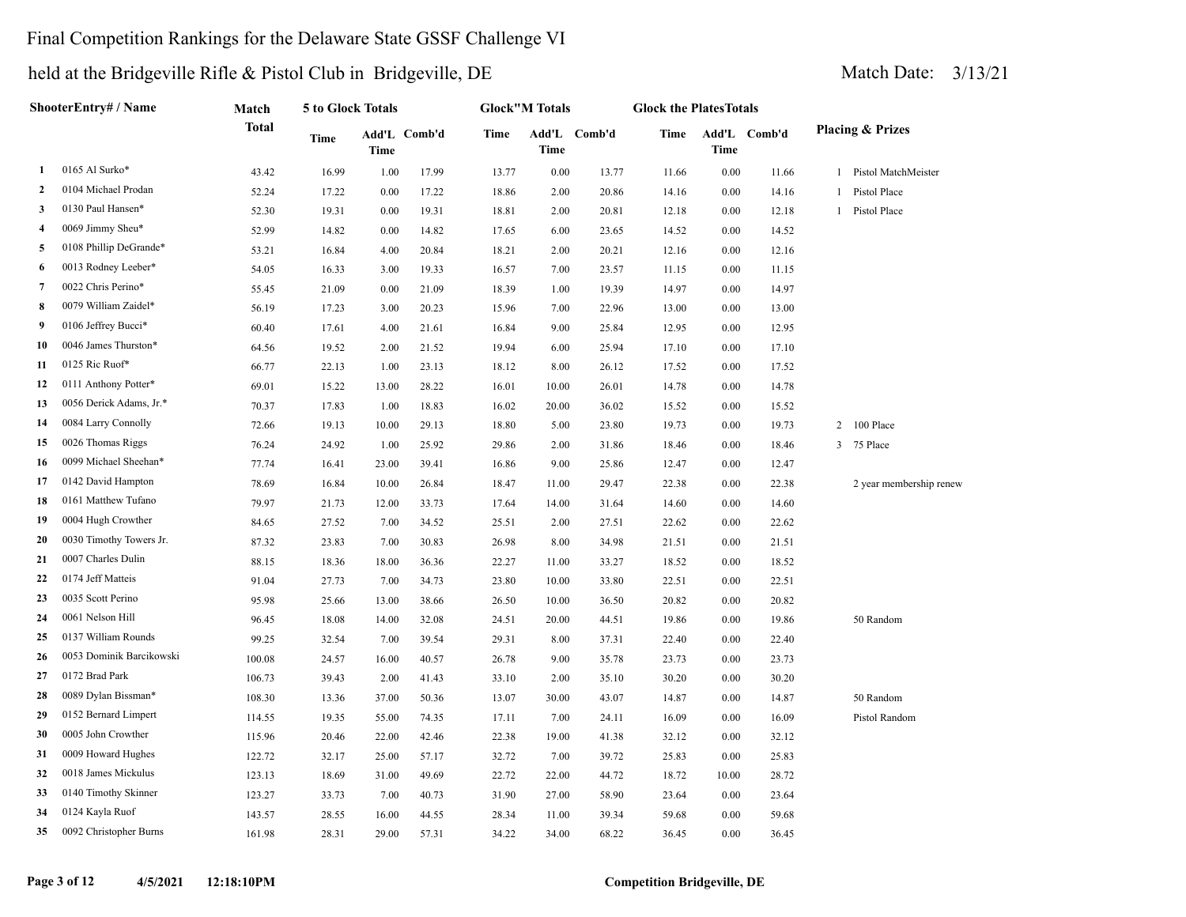# Final Competition Rankings for the Delaware State GSSF Challenge VI

## held at the Bridgeville Rifle & Pistol Club in Bridgeville, DE

Match Date: 3/13/21

| | ShooterEntry# / Name | Match Total | 5 to Glock Totals | | | Glock"M Totals | | | Glock the PlatesTotals | | | Placing & Prizes | |
|---|---|---|---|---|---|---|---|---|---|---|---|---|---|
| | | | Time | Add'L Time | Comb'd | Time | Add'L Time | Comb'd | Time | Add'L Time | Comb'd | | |
| 1 | 0165 Al Surko* | 43.42 | 16.99 | 1.00 | 17.99 | 13.77 | 0.00 | 13.77 | 11.66 | 0.00 | 11.66 | 1 | Pistol MatchMeister |
| 2 | 0104 Michael Prodan | 52.24 | 17.22 | 0.00 | 17.22 | 18.86 | 2.00 | 20.86 | 14.16 | 0.00 | 14.16 | 1 | Pistol Place |
| 3 | 0130 Paul Hansen* | 52.30 | 19.31 | 0.00 | 19.31 | 18.81 | 2.00 | 20.81 | 12.18 | 0.00 | 12.18 | 1 | Pistol Place |
| 4 | 0069 Jimmy Sheu* | 52.99 | 14.82 | 0.00 | 14.82 | 17.65 | 6.00 | 23.65 | 14.52 | 0.00 | 14.52 | | |
| 5 | 0108 Phillip DeGrande* | 53.21 | 16.84 | 4.00 | 20.84 | 18.21 | 2.00 | 20.21 | 12.16 | 0.00 | 12.16 | | |
| 6 | 0013 Rodney Leeber* | 54.05 | 16.33 | 3.00 | 19.33 | 16.57 | 7.00 | 23.57 | 11.15 | 0.00 | 11.15 | | |
| 7 | 0022 Chris Perino* | 55.45 | 21.09 | 0.00 | 21.09 | 18.39 | 1.00 | 19.39 | 14.97 | 0.00 | 14.97 | | |
| 8 | 0079 William Zaidel* | 56.19 | 17.23 | 3.00 | 20.23 | 15.96 | 7.00 | 22.96 | 13.00 | 0.00 | 13.00 | | |
| 9 | 0106 Jeffrey Bucci* | 60.40 | 17.61 | 4.00 | 21.61 | 16.84 | 9.00 | 25.84 | 12.95 | 0.00 | 12.95 | | |
| 10 | 0046 James Thurston* | 64.56 | 19.52 | 2.00 | 21.52 | 19.94 | 6.00 | 25.94 | 17.10 | 0.00 | 17.10 | | |
| 11 | 0125 Ric Ruof* | 66.77 | 22.13 | 1.00 | 23.13 | 18.12 | 8.00 | 26.12 | 17.52 | 0.00 | 17.52 | | |
| 12 | 0111 Anthony Potter* | 69.01 | 15.22 | 13.00 | 28.22 | 16.01 | 10.00 | 26.01 | 14.78 | 0.00 | 14.78 | | |
| 13 | 0056 Derick Adams, Jr.* | 70.37 | 17.83 | 1.00 | 18.83 | 16.02 | 20.00 | 36.02 | 15.52 | 0.00 | 15.52 | | |
| 14 | 0084 Larry Connolly | 72.66 | 19.13 | 10.00 | 29.13 | 18.80 | 5.00 | 23.80 | 19.73 | 0.00 | 19.73 | 2 | 100 Place |
| 15 | 0026 Thomas Riggs | 76.24 | 24.92 | 1.00 | 25.92 | 29.86 | 2.00 | 31.86 | 18.46 | 0.00 | 18.46 | 3 | 75 Place |
| 16 | 0099 Michael Sheehan* | 77.74 | 16.41 | 23.00 | 39.41 | 16.86 | 9.00 | 25.86 | 12.47 | 0.00 | 12.47 | | |
| 17 | 0142 David Hampton | 78.69 | 16.84 | 10.00 | 26.84 | 18.47 | 11.00 | 29.47 | 22.38 | 0.00 | 22.38 | | 2 year membership renew |
| 18 | 0161 Matthew Tufano | 79.97 | 21.73 | 12.00 | 33.73 | 17.64 | 14.00 | 31.64 | 14.60 | 0.00 | 14.60 | | |
| 19 | 0004 Hugh Crowther | 84.65 | 27.52 | 7.00 | 34.52 | 25.51 | 2.00 | 27.51 | 22.62 | 0.00 | 22.62 | | |
| 20 | 0030 Timothy Towers Jr. | 87.32 | 23.83 | 7.00 | 30.83 | 26.98 | 8.00 | 34.98 | 21.51 | 0.00 | 21.51 | | |
| 21 | 0007 Charles Dulin | 88.15 | 18.36 | 18.00 | 36.36 | 22.27 | 11.00 | 33.27 | 18.52 | 0.00 | 18.52 | | |
| 22 | 0174 Jeff Matteis | 91.04 | 27.73 | 7.00 | 34.73 | 23.80 | 10.00 | 33.80 | 22.51 | 0.00 | 22.51 | | |
| 23 | 0035 Scott Perino | 95.98 | 25.66 | 13.00 | 38.66 | 26.50 | 10.00 | 36.50 | 20.82 | 0.00 | 20.82 | | |
| 24 | 0061 Nelson Hill | 96.45 | 18.08 | 14.00 | 32.08 | 24.51 | 20.00 | 44.51 | 19.86 | 0.00 | 19.86 | | 50 Random |
| 25 | 0137 William Rounds | 99.25 | 32.54 | 7.00 | 39.54 | 29.31 | 8.00 | 37.31 | 22.40 | 0.00 | 22.40 | | |
| 26 | 0053 Dominik Barcikowski | 100.08 | 24.57 | 16.00 | 40.57 | 26.78 | 9.00 | 35.78 | 23.73 | 0.00 | 23.73 | | |
| 27 | 0172 Brad Park | 106.73 | 39.43 | 2.00 | 41.43 | 33.10 | 2.00 | 35.10 | 30.20 | 0.00 | 30.20 | | |
| 28 | 0089 Dylan Bissman* | 108.30 | 13.36 | 37.00 | 50.36 | 13.07 | 30.00 | 43.07 | 14.87 | 0.00 | 14.87 | | 50 Random |
| 29 | 0152 Bernard Limpert | 114.55 | 19.35 | 55.00 | 74.35 | 17.11 | 7.00 | 24.11 | 16.09 | 0.00 | 16.09 | | Pistol Random |
| 30 | 0005 John Crowther | 115.96 | 20.46 | 22.00 | 42.46 | 22.38 | 19.00 | 41.38 | 32.12 | 0.00 | 32.12 | | |
| 31 | 0009 Howard Hughes | 122.72 | 32.17 | 25.00 | 57.17 | 32.72 | 7.00 | 39.72 | 25.83 | 0.00 | 25.83 | | |
| 32 | 0018 James Mickulus | 123.13 | 18.69 | 31.00 | 49.69 | 22.72 | 22.00 | 44.72 | 18.72 | 10.00 | 28.72 | | |
| 33 | 0140 Timothy Skinner | 123.27 | 33.73 | 7.00 | 40.73 | 31.90 | 27.00 | 58.90 | 23.64 | 0.00 | 23.64 | | |
| 34 | 0124 Kayla Ruof | 143.57 | 28.55 | 16.00 | 44.55 | 28.34 | 11.00 | 39.34 | 59.68 | 0.00 | 59.68 | | |
| 35 | 0092 Christopher Burns | 161.98 | 28.31 | 29.00 | 57.31 | 34.22 | 34.00 | 68.22 | 36.45 | 0.00 | 36.45 | | |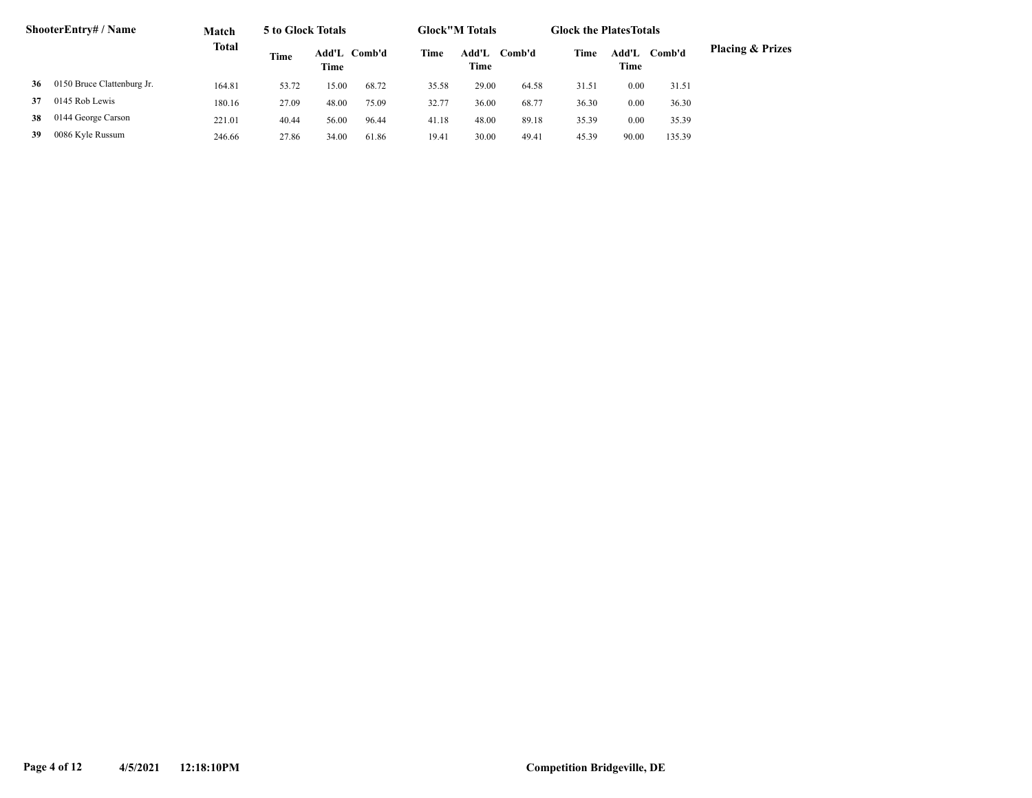| ShooterEntry# / Name | | Match Total | 5 to Glock Totals | | | Glock"M Totals | | | Glock the PlatesTotals | | | Placing & Prizes |
|---|---|---|---|---|---|---|---|---|---|---|---|---|
| | | | Time | Add'L Time | Comb'd | Time | Add'L Time | Comb'd | Time | Add'L Time | Comb'd | |
| 36 | 0150 Bruce Clattenburg Jr. | 164.81 | 53.72 | 15.00 | 68.72 | 35.58 | 29.00 | 64.58 | 31.51 | 0.00 | 31.51 | |
| 37 | 0145 Rob Lewis | 180.16 | 27.09 | 48.00 | 75.09 | 32.77 | 36.00 | 68.77 | 36.30 | 0.00 | 36.30 | |
| 38 | 0144 George Carson | 221.01 | 40.44 | 56.00 | 96.44 | 41.18 | 48.00 | 89.18 | 35.39 | 0.00 | 35.39 | |
| 39 | 0086 Kyle Russum | 246.66 | 27.86 | 34.00 | 61.86 | 19.41 | 30.00 | 49.41 | 45.39 | 90.00 | 135.39 | |

4/5/2021 12:18:10PM Competition Bridgeville, DE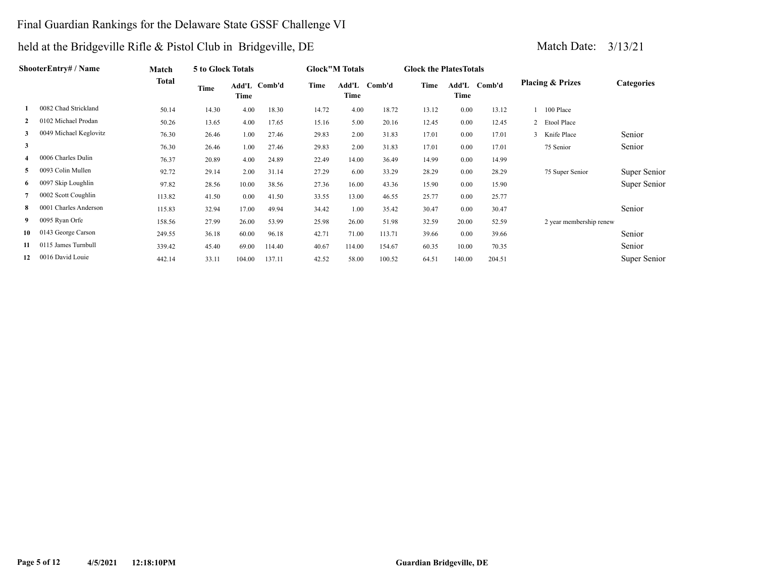# Final Guardian Rankings for the Delaware State GSSF Challenge VI

## held at the Bridgeville Rifle & Pistol Club in Bridgeville, DE

Match Date: 3/13/21

| | ShooterEntry# / Name | Match Total | 5 to Glock Totals | | | Glock"M Totals | | | Glock the PlatesTotals | | | Placing & Prizes | | Categories |
|---|---|---|---|---|---|---|---|---|---|---|---|---|---|---|
| | | | Time | Add'L Time | Comb'd | Time | Add'L Time | Comb'd | Time | Add'L Time | Comb'd | | | |
| 1 | 0082 Chad Strickland | 50.14 | 14.30 | 4.00 | 18.30 | 14.72 | 4.00 | 18.72 | 13.12 | 0.00 | 13.12 | 1 | 100 Place | |
| 2 | 0102 Michael Prodan | 50.26 | 13.65 | 4.00 | 17.65 | 15.16 | 5.00 | 20.16 | 12.45 | 0.00 | 12.45 | 2 | Etool Place | |
| 3 | 0049 Michael Keglovitz | 76.30 | 26.46 | 1.00 | 27.46 | 29.83 | 2.00 | 31.83 | 17.01 | 0.00 | 17.01 | 3 | Knife Place | Senior |
| 3 | | 76.30 | 26.46 | 1.00 | 27.46 | 29.83 | 2.00 | 31.83 | 17.01 | 0.00 | 17.01 | | 75 Senior | Senior |
| 4 | 0006 Charles Dulin | 76.37 | 20.89 | 4.00 | 24.89 | 22.49 | 14.00 | 36.49 | 14.99 | 0.00 | 14.99 | | | |
| 5 | 0093 Colin Mullen | 92.72 | 29.14 | 2.00 | 31.14 | 27.29 | 6.00 | 33.29 | 28.29 | 0.00 | 28.29 | | 75 Super Senior | Super Senior |
| 6 | 0097 Skip Loughlin | 97.82 | 28.56 | 10.00 | 38.56 | 27.36 | 16.00 | 43.36 | 15.90 | 0.00 | 15.90 | | | Super Senior |
| 7 | 0002 Scott Coughlin | 113.82 | 41.50 | 0.00 | 41.50 | 33.55 | 13.00 | 46.55 | 25.77 | 0.00 | 25.77 | | | |
| 8 | 0001 Charles Anderson | 115.83 | 32.94 | 17.00 | 49.94 | 34.42 | 1.00 | 35.42 | 30.47 | 0.00 | 30.47 | | | Senior |
| 9 | 0095 Ryan Orfe | 158.56 | 27.99 | 26.00 | 53.99 | 25.98 | 26.00 | 51.98 | 32.59 | 20.00 | 52.59 | | 2 year membership renew | |
| 10 | 0143 George Carson | 249.55 | 36.18 | 60.00 | 96.18 | 42.71 | 71.00 | 113.71 | 39.66 | 0.00 | 39.66 | | | Senior |
| 11 | 0115 James Turnbull | 339.42 | 45.40 | 69.00 | 114.40 | 40.67 | 114.00 | 154.67 | 60.35 | 10.00 | 70.35 | | | Senior |
| 12 | 0016 David Louie | 442.14 | 33.11 | 104.00 | 137.11 | 42.52 | 58.00 | 100.52 | 64.51 | 140.00 | 204.51 | | | Super Senior |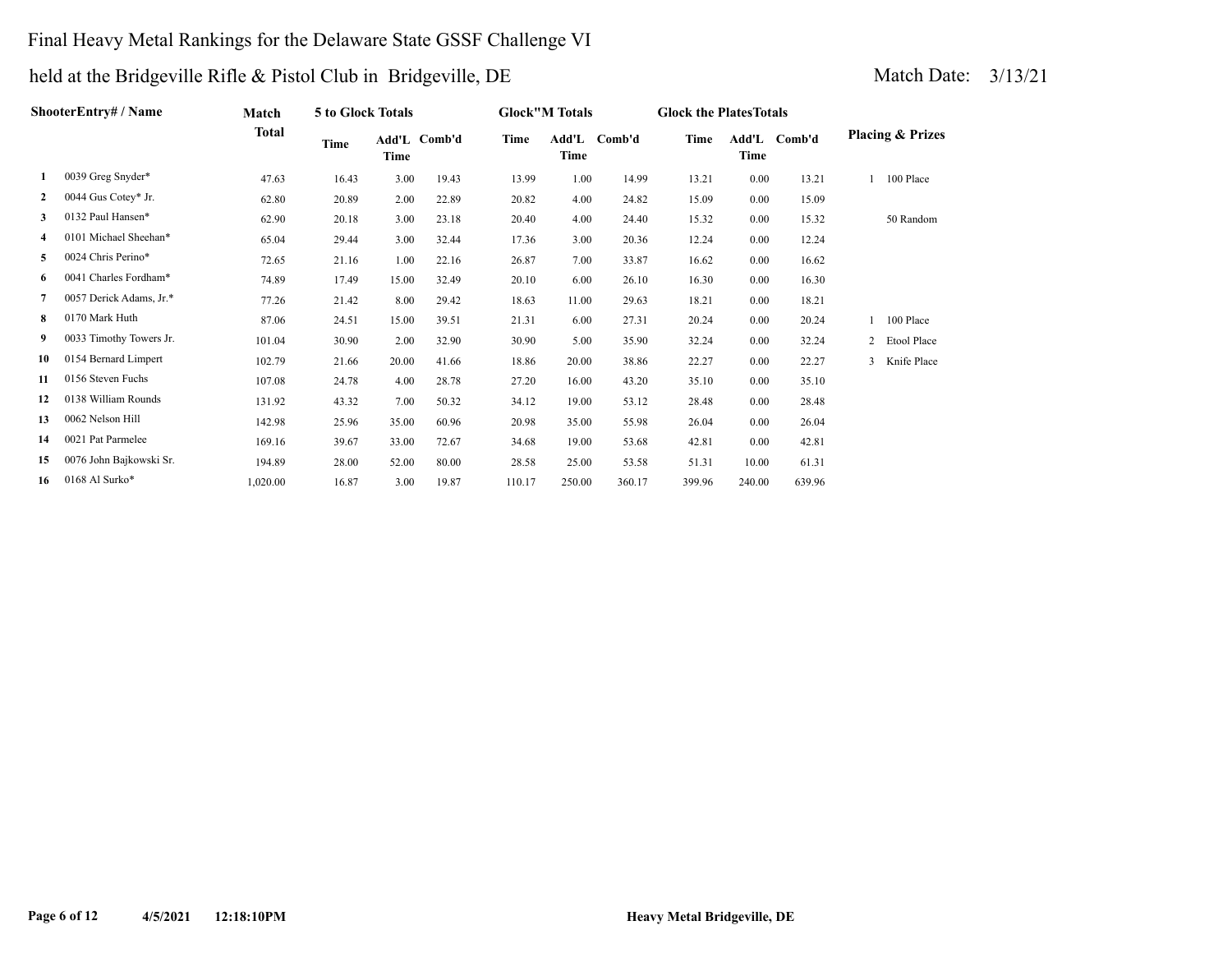# Final Heavy Metal Rankings for the Delaware State GSSF Challenge VI

## held at the Bridgeville Rifle & Pistol Club in Bridgeville, DE

Match Date: 3/13/21

| | ShooterEntry# / Name | Match Total | 5 to Glock Totals Time | Add'L Time | Comb'd | Glock"M Totals Time | Add'L Time | Comb'd | Glock the PlatesTotals Time | Add'L Time | Comb'd | Placing & Prizes |
|---|---|---|---|---|---|---|---|---|---|---|---|---|
| 1 | 0039 Greg Snyder* | 47.63 | 16.43 | 3.00 | 19.43 | 13.99 | 1.00 | 14.99 | 13.21 | 0.00 | 13.21 | 1 100 Place |
| 2 | 0044 Gus Cotey* Jr. | 62.80 | 20.89 | 2.00 | 22.89 | 20.82 | 4.00 | 24.82 | 15.09 | 0.00 | 15.09 | |
| 3 | 0132 Paul Hansen* | 62.90 | 20.18 | 3.00 | 23.18 | 20.40 | 4.00 | 24.40 | 15.32 | 0.00 | 15.32 | 50 Random |
| 4 | 0101 Michael Sheehan* | 65.04 | 29.44 | 3.00 | 32.44 | 17.36 | 3.00 | 20.36 | 12.24 | 0.00 | 12.24 | |
| 5 | 0024 Chris Perino* | 72.65 | 21.16 | 1.00 | 22.16 | 26.87 | 7.00 | 33.87 | 16.62 | 0.00 | 16.62 | |
| 6 | 0041 Charles Fordham* | 74.89 | 17.49 | 15.00 | 32.49 | 20.10 | 6.00 | 26.10 | 16.30 | 0.00 | 16.30 | |
| 7 | 0057 Derick Adams, Jr.* | 77.26 | 21.42 | 8.00 | 29.42 | 18.63 | 11.00 | 29.63 | 18.21 | 0.00 | 18.21 | |
| 8 | 0170 Mark Huth | 87.06 | 24.51 | 15.00 | 39.51 | 21.31 | 6.00 | 27.31 | 20.24 | 0.00 | 20.24 | 1 100 Place |
| 9 | 0033 Timothy Towers Jr. | 101.04 | 30.90 | 2.00 | 32.90 | 30.90 | 5.00 | 35.90 | 32.24 | 0.00 | 32.24 | 2 Etool Place |
| 10 | 0154 Bernard Limpert | 102.79 | 21.66 | 20.00 | 41.66 | 18.86 | 20.00 | 38.86 | 22.27 | 0.00 | 22.27 | 3 Knife Place |
| 11 | 0156 Steven Fuchs | 107.08 | 24.78 | 4.00 | 28.78 | 27.20 | 16.00 | 43.20 | 35.10 | 0.00 | 35.10 | |
| 12 | 0138 William Rounds | 131.92 | 43.32 | 7.00 | 50.32 | 34.12 | 19.00 | 53.12 | 28.48 | 0.00 | 28.48 | |
| 13 | 0062 Nelson Hill | 142.98 | 25.96 | 35.00 | 60.96 | 20.98 | 35.00 | 55.98 | 26.04 | 0.00 | 26.04 | |
| 14 | 0021 Pat Parmelee | 169.16 | 39.67 | 33.00 | 72.67 | 34.68 | 19.00 | 53.68 | 42.81 | 0.00 | 42.81 | |
| 15 | 0076 John Bajkowski Sr. | 194.89 | 28.00 | 52.00 | 80.00 | 28.58 | 25.00 | 53.58 | 51.31 | 10.00 | 61.31 | |
| 16 | 0168 Al Surko* | 1,020.00 | 16.87 | 3.00 | 19.87 | 110.17 | 250.00 | 360.17 | 399.96 | 240.00 | 639.96 | |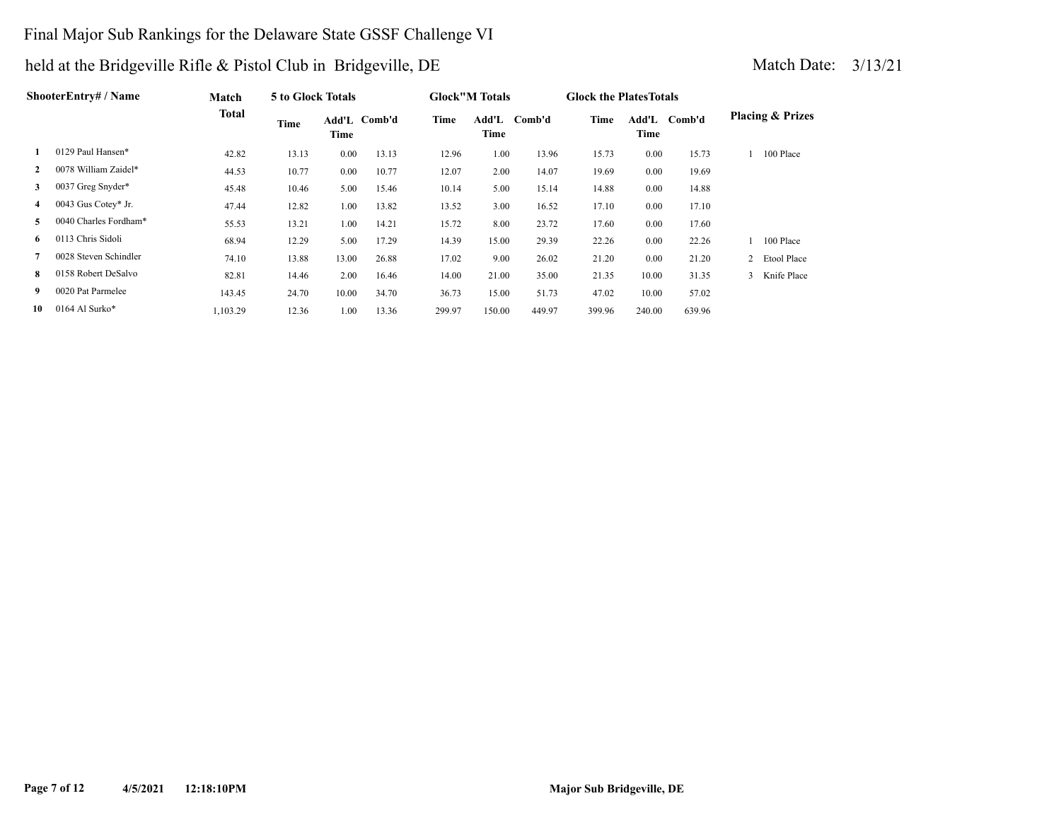# Final Major Sub Rankings for the Delaware State GSSF Challenge VI

## held at the Bridgeville Rifle & Pistol Club in Bridgeville, DE

Match Date: 3/13/21

| | ShooterEntry# / Name | Match Total | 5 to Glock Totals | | | Glock"M Totals | | | Glock the PlatesTotals | | | Placing & Prizes |
|---|---|---|---|---|---|---|---|---|---|---|---|---|
| | | | Time | Add'L Time | Comb'd | Time | Add'L Time | Comb'd | Time | Add'L Time | Comb'd | |
| 1 | 0129 Paul Hansen* | 42.82 | 13.13 | 0.00 | 13.13 | 12.96 | 1.00 | 13.96 | 15.73 | 0.00 | 15.73 | 1 100 Place |
| 2 | 0078 William Zaidel* | 44.53 | 10.77 | 0.00 | 10.77 | 12.07 | 2.00 | 14.07 | 19.69 | 0.00 | 19.69 | |
| 3 | 0037 Greg Snyder* | 45.48 | 10.46 | 5.00 | 15.46 | 10.14 | 5.00 | 15.14 | 14.88 | 0.00 | 14.88 | |
| 4 | 0043 Gus Cotey* Jr. | 47.44 | 12.82 | 1.00 | 13.82 | 13.52 | 3.00 | 16.52 | 17.10 | 0.00 | 17.10 | |
| 5 | 0040 Charles Fordham* | 55.53 | 13.21 | 1.00 | 14.21 | 15.72 | 8.00 | 23.72 | 17.60 | 0.00 | 17.60 | |
| 6 | 0113 Chris Sidoli | 68.94 | 12.29 | 5.00 | 17.29 | 14.39 | 15.00 | 29.39 | 22.26 | 0.00 | 22.26 | 1 100 Place |
| 7 | 0028 Steven Schindler | 74.10 | 13.88 | 13.00 | 26.88 | 17.02 | 9.00 | 26.02 | 21.20 | 0.00 | 21.20 | 2 Etool Place |
| 8 | 0158 Robert DeSalvo | 82.81 | 14.46 | 2.00 | 16.46 | 14.00 | 21.00 | 35.00 | 21.35 | 10.00 | 31.35 | 3 Knife Place |
| 9 | 0020 Pat Parmelee | 143.45 | 24.70 | 10.00 | 34.70 | 36.73 | 15.00 | 51.73 | 47.02 | 10.00 | 57.02 | |
| 10 | 0164 Al Surko* | 1,103.29 | 12.36 | 1.00 | 13.36 | 299.97 | 150.00 | 449.97 | 399.96 | 240.00 | 639.96 | |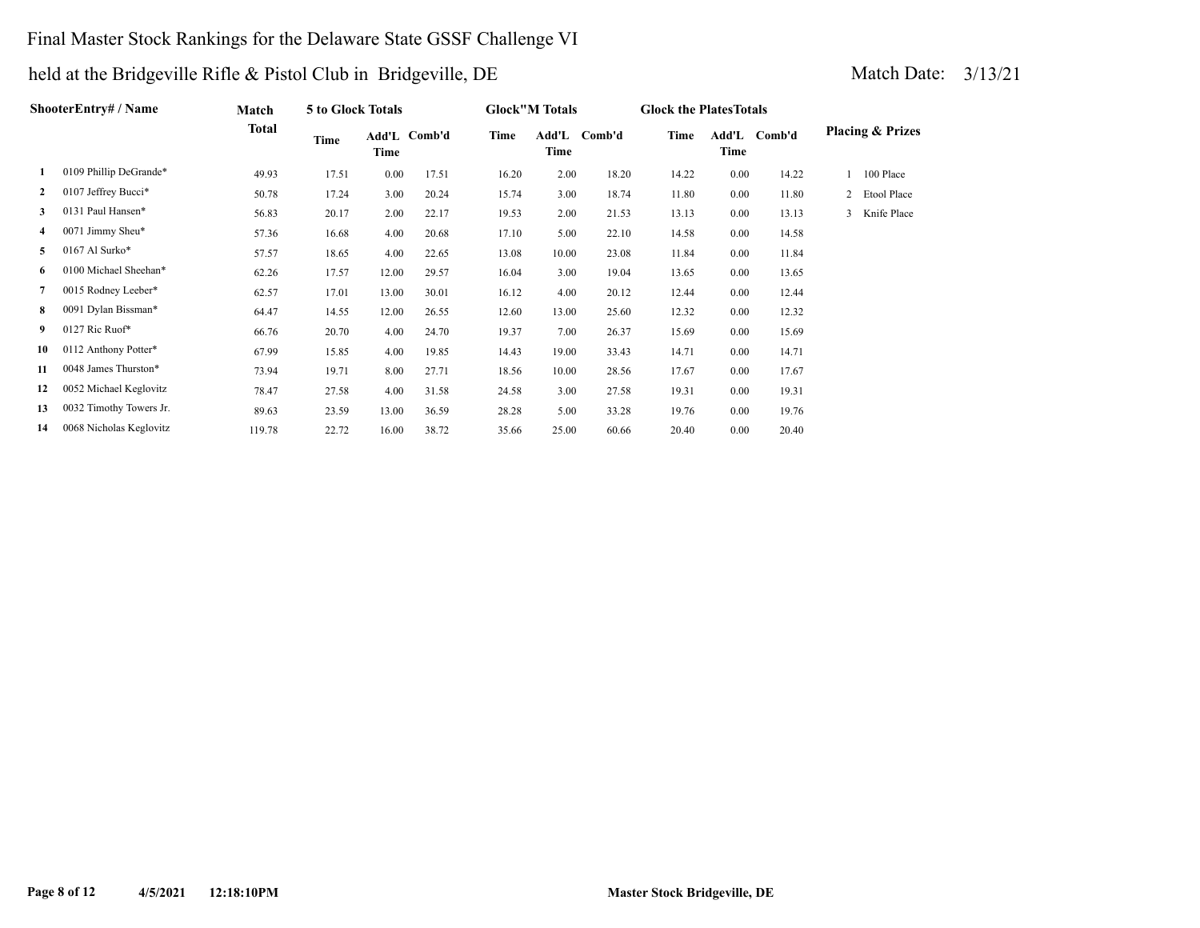# Final Master Stock Rankings for the Delaware State GSSF Challenge VI

## held at the Bridgeville Rifle & Pistol Club in Bridgeville, DE

Match Date: 3/13/21

| | ShooterEntry# / Name | Match Total | 5 to Glock Totals | | | Glock"M Totals | | | Glock the PlatesTotals | | | Placing & Prizes |
|---|---|---|---|---|---|---|---|---|---|---|---|---|
| | | | Time | Add'L Time | Comb'd | Time | Add'L Time | Comb'd | Time | Add'L Time | Comb'd | |
| 1 | 0109 Phillip DeGrande* | 49.93 | 17.51 | 0.00 | 17.51 | 16.20 | 2.00 | 18.20 | 14.22 | 0.00 | 14.22 | 1 100 Place |
| 2 | 0107 Jeffrey Bucci* | 50.78 | 17.24 | 3.00 | 20.24 | 15.74 | 3.00 | 18.74 | 11.80 | 0.00 | 11.80 | 2 Etool Place |
| 3 | 0131 Paul Hansen* | 56.83 | 20.17 | 2.00 | 22.17 | 19.53 | 2.00 | 21.53 | 13.13 | 0.00 | 13.13 | 3 Knife Place |
| 4 | 0071 Jimmy Sheu* | 57.36 | 16.68 | 4.00 | 20.68 | 17.10 | 5.00 | 22.10 | 14.58 | 0.00 | 14.58 | |
| 5 | 0167 Al Surko* | 57.57 | 18.65 | 4.00 | 22.65 | 13.08 | 10.00 | 23.08 | 11.84 | 0.00 | 11.84 | |
| 6 | 0100 Michael Sheehan* | 62.26 | 17.57 | 12.00 | 29.57 | 16.04 | 3.00 | 19.04 | 13.65 | 0.00 | 13.65 | |
| 7 | 0015 Rodney Leeber* | 62.57 | 17.01 | 13.00 | 30.01 | 16.12 | 4.00 | 20.12 | 12.44 | 0.00 | 12.44 | |
| 8 | 0091 Dylan Bissman* | 64.47 | 14.55 | 12.00 | 26.55 | 12.60 | 13.00 | 25.60 | 12.32 | 0.00 | 12.32 | |
| 9 | 0127 Ric Ruof* | 66.76 | 20.70 | 4.00 | 24.70 | 19.37 | 7.00 | 26.37 | 15.69 | 0.00 | 15.69 | |
| 10 | 0112 Anthony Potter* | 67.99 | 15.85 | 4.00 | 19.85 | 14.43 | 19.00 | 33.43 | 14.71 | 0.00 | 14.71 | |
| 11 | 0048 James Thurston* | 73.94 | 19.71 | 8.00 | 27.71 | 18.56 | 10.00 | 28.56 | 17.67 | 0.00 | 17.67 | |
| 12 | 0052 Michael Keglovitz | 78.47 | 27.58 | 4.00 | 31.58 | 24.58 | 3.00 | 27.58 | 19.31 | 0.00 | 19.31 | |
| 13 | 0032 Timothy Towers Jr. | 89.63 | 23.59 | 13.00 | 36.59 | 28.28 | 5.00 | 33.28 | 19.76 | 0.00 | 19.76 | |
| 14 | 0068 Nicholas Keglovitz | 119.78 | 22.72 | 16.00 | 38.72 | 35.66 | 25.00 | 60.66 | 20.40 | 0.00 | 20.40 | |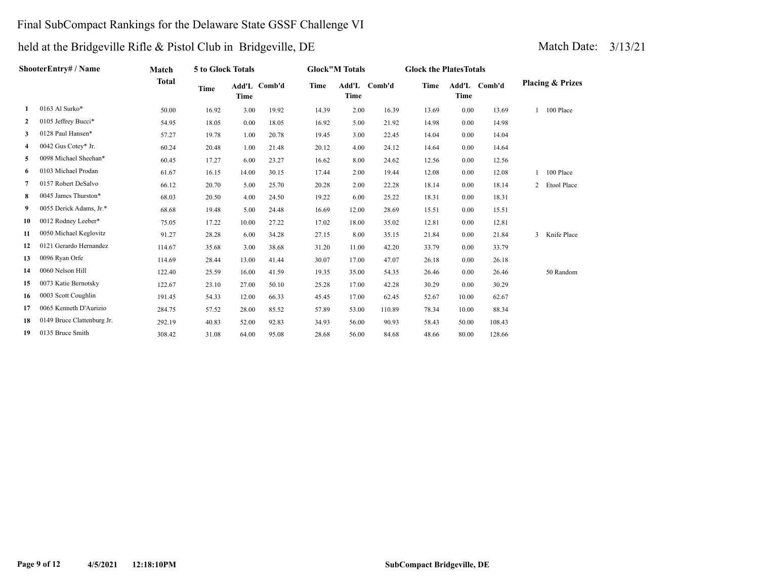# Final SubCompact Rankings for the Delaware State GSSF Challenge VI

held at the Bridgeville Rifle & Pistol Club in Bridgeville, DE

Match Date: 3/13/21

| | ShooterEntry# / Name | Match Total | 5 to Glock Totals | | | Glock"M Totals | | | Glock the PlatesTotals | | | Placing & Prizes | |
|---|---|---|---|---|---|---|---|---|---|---|---|---|---|
| | | | Time | Add'L Time | Comb'd | Time | Add'L Time | Comb'd | Time | Add'L Time | Comb'd | | |
| 1 | 0163 Al Surko* | 50.00 | 16.92 | 3.00 | 19.92 | 14.39 | 2.00 | 16.39 | 13.69 | 0.00 | 13.69 | 1 | 100 Place |
| 2 | 0105 Jeffrey Bucci* | 54.95 | 18.05 | 0.00 | 18.05 | 16.92 | 5.00 | 21.92 | 14.98 | 0.00 | 14.98 | | |
| 3 | 0128 Paul Hansen* | 57.27 | 19.78 | 1.00 | 20.78 | 19.45 | 3.00 | 22.45 | 14.04 | 0.00 | 14.04 | | |
| 4 | 0042 Gus Cotey* Jr. | 60.24 | 20.48 | 1.00 | 21.48 | 20.12 | 4.00 | 24.12 | 14.64 | 0.00 | 14.64 | | |
| 5 | 0098 Michael Sheehan* | 60.45 | 17.27 | 6.00 | 23.27 | 16.62 | 8.00 | 24.62 | 12.56 | 0.00 | 12.56 | | |
| 6 | 0103 Michael Prodan | 61.67 | 16.15 | 14.00 | 30.15 | 17.44 | 2.00 | 19.44 | 12.08 | 0.00 | 12.08 | 1 | 100 Place |
| 7 | 0157 Robert DeSalvo | 66.12 | 20.70 | 5.00 | 25.70 | 20.28 | 2.00 | 22.28 | 18.14 | 0.00 | 18.14 | 2 | Etool Place |
| 8 | 0045 James Thurston* | 68.03 | 20.50 | 4.00 | 24.50 | 19.22 | 6.00 | 25.22 | 18.31 | 0.00 | 18.31 | | |
| 9 | 0055 Derick Adams, Jr.* | 68.68 | 19.48 | 5.00 | 24.48 | 16.69 | 12.00 | 28.69 | 15.51 | 0.00 | 15.51 | | |
| 10 | 0012 Rodney Leeber* | 75.05 | 17.22 | 10.00 | 27.22 | 17.02 | 18.00 | 35.02 | 12.81 | 0.00 | 12.81 | | |
| 11 | 0050 Michael Keglovitz | 91.27 | 28.28 | 6.00 | 34.28 | 27.15 | 8.00 | 35.15 | 21.84 | 0.00 | 21.84 | 3 | Knife Place |
| 12 | 0121 Gerardo Hernandez | 114.67 | 35.68 | 3.00 | 38.68 | 31.20 | 11.00 | 42.20 | 33.79 | 0.00 | 33.79 | | |
| 13 | 0096 Ryan Orfe | 114.69 | 28.44 | 13.00 | 41.44 | 30.07 | 17.00 | 47.07 | 26.18 | 0.00 | 26.18 | | |
| 14 | 0060 Nelson Hill | 122.40 | 25.59 | 16.00 | 41.59 | 19.35 | 35.00 | 54.35 | 26.46 | 0.00 | 26.46 | | 50 Random |
| 15 | 0073 Katie Bernotsky | 122.67 | 23.10 | 27.00 | 50.10 | 25.28 | 17.00 | 42.28 | 30.29 | 0.00 | 30.29 | | |
| 16 | 0003 Scott Coughlin | 191.45 | 54.33 | 12.00 | 66.33 | 45.45 | 17.00 | 62.45 | 52.67 | 10.00 | 62.67 | | |
| 17 | 0065 Kenneth D'Aurizio | 284.75 | 57.52 | 28.00 | 85.52 | 57.89 | 53.00 | 110.89 | 78.34 | 10.00 | 88.34 | | |
| 18 | 0149 Bruce Clattenburg Jr. | 292.19 | 40.83 | 52.00 | 92.83 | 34.93 | 56.00 | 90.93 | 58.43 | 50.00 | 108.43 | | |
| 19 | 0135 Bruce Smith | 308.42 | 31.08 | 64.00 | 95.08 | 28.68 | 56.00 | 84.68 | 48.66 | 80.00 | 128.66 | | |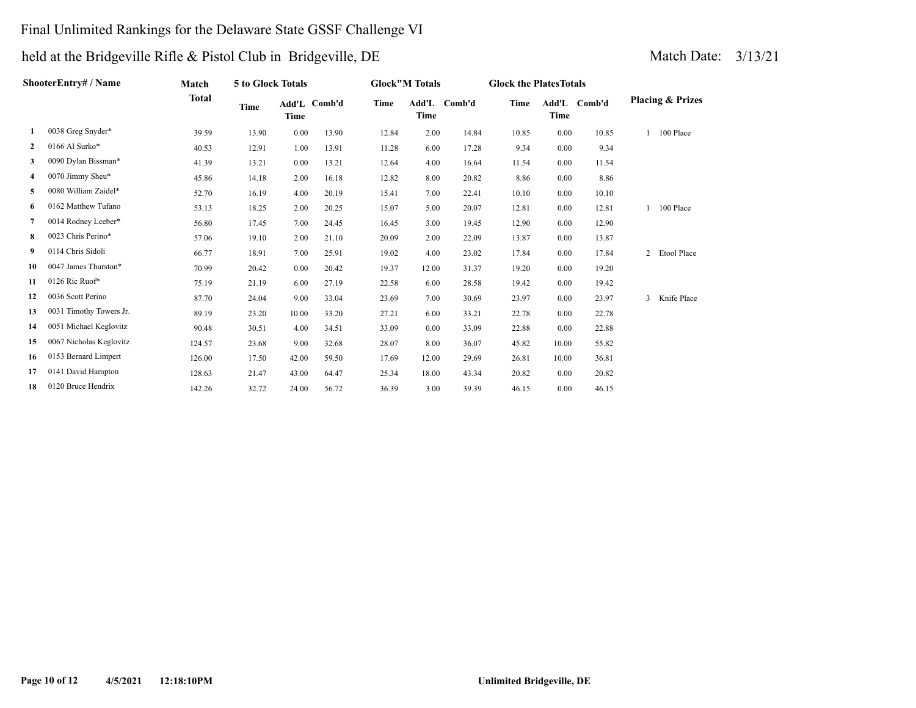# Final Unlimited Rankings for the Delaware State GSSF Challenge VI

## held at the Bridgeville Rifle & Pistol Club in Bridgeville, DE

Match Date: 3/13/21

| | ShooterEntry# / Name | Match Total | 5 to Glock Totals | | | Glock"M Totals | | | Glock the PlatesTotals | | | Placing & Prizes |
|---|---|---|---|---|---|---|---|---|---|---|---|---|
| | | | Time | Add'L Time | Comb'd | Time | Add'L Time | Comb'd | Time | Add'L Time | Comb'd | |
| 1 | 0038 Greg Snyder* | 39.59 | 13.90 | 0.00 | 13.90 | 12.84 | 2.00 | 14.84 | 10.85 | 0.00 | 10.85 | 1 100 Place |
| 2 | 0166 Al Surko* | 40.53 | 12.91 | 1.00 | 13.91 | 11.28 | 6.00 | 17.28 | 9.34 | 0.00 | 9.34 | |
| 3 | 0090 Dylan Bissman* | 41.39 | 13.21 | 0.00 | 13.21 | 12.64 | 4.00 | 16.64 | 11.54 | 0.00 | 11.54 | |
| 4 | 0070 Jimmy Sheu* | 45.86 | 14.18 | 2.00 | 16.18 | 12.82 | 8.00 | 20.82 | 8.86 | 0.00 | 8.86 | |
| 5 | 0080 William Zaidel* | 52.70 | 16.19 | 4.00 | 20.19 | 15.41 | 7.00 | 22.41 | 10.10 | 0.00 | 10.10 | |
| 6 | 0162 Matthew Tufano | 53.13 | 18.25 | 2.00 | 20.25 | 15.07 | 5.00 | 20.07 | 12.81 | 0.00 | 12.81 | 1 100 Place |
| 7 | 0014 Rodney Leeber* | 56.80 | 17.45 | 7.00 | 24.45 | 16.45 | 3.00 | 19.45 | 12.90 | 0.00 | 12.90 | |
| 8 | 0023 Chris Perino* | 57.06 | 19.10 | 2.00 | 21.10 | 20.09 | 2.00 | 22.09 | 13.87 | 0.00 | 13.87 | |
| 9 | 0114 Chris Sidoli | 66.77 | 18.91 | 7.00 | 25.91 | 19.02 | 4.00 | 23.02 | 17.84 | 0.00 | 17.84 | 2 Etool Place |
| 10 | 0047 James Thurston* | 70.99 | 20.42 | 0.00 | 20.42 | 19.37 | 12.00 | 31.37 | 19.20 | 0.00 | 19.20 | |
| 11 | 0126 Ric Ruof* | 75.19 | 21.19 | 6.00 | 27.19 | 22.58 | 6.00 | 28.58 | 19.42 | 0.00 | 19.42 | |
| 12 | 0036 Scott Perino | 87.70 | 24.04 | 9.00 | 33.04 | 23.69 | 7.00 | 30.69 | 23.97 | 0.00 | 23.97 | 3 Knife Place |
| 13 | 0031 Timothy Towers Jr. | 89.19 | 23.20 | 10.00 | 33.20 | 27.21 | 6.00 | 33.21 | 22.78 | 0.00 | 22.78 | |
| 14 | 0051 Michael Keglovitz | 90.48 | 30.51 | 4.00 | 34.51 | 33.09 | 0.00 | 33.09 | 22.88 | 0.00 | 22.88 | |
| 15 | 0067 Nicholas Keglovitz | 124.57 | 23.68 | 9.00 | 32.68 | 28.07 | 8.00 | 36.07 | 45.82 | 10.00 | 55.82 | |
| 16 | 0153 Bernard Limpert | 126.00 | 17.50 | 42.00 | 59.50 | 17.69 | 12.00 | 29.69 | 26.81 | 10.00 | 36.81 | |
| 17 | 0141 David Hampton | 128.63 | 21.47 | 43.00 | 64.47 | 25.34 | 18.00 | 43.34 | 20.82 | 0.00 | 20.82 | |
| 18 | 0120 Bruce Hendrix | 142.26 | 32.72 | 24.00 | 56.72 | 36.39 | 3.00 | 39.39 | 46.15 | 0.00 | 46.15 | |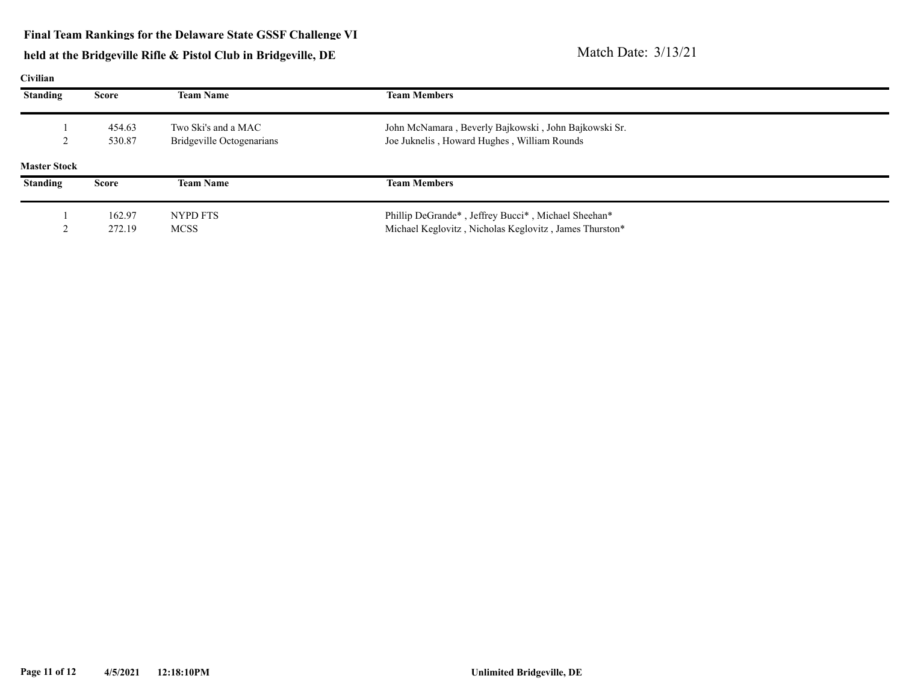**Final Team Rankings for the Delaware State GSSF Challenge VI**

**held at the Bridgeville Rifle & Pistol Club in Bridgeville, DE**

Match Date: 3/13/21

**Civilian**

| Standing | Score | Team Name | Team Members |
|---|---|---|---|
| 1 | 454.63 | Two Ski's and a MAC | John McNamara , Beverly Bajkowski , John Bajkowski Sr. |
| 2 | 530.87 | Bridgeville Octogenarians | Joe Juknelis , Howard Hughes , William Rounds |

**Master Stock**

| Standing | Score | Team Name | Team Members |
|---|---|---|---|
| 1 | 162.97 | NYPD FTS | Phillip DeGrande* , Jeffrey Bucci* , Michael Sheehan* |
| 2 | 272.19 | MCSS | Michael Keglovitz , Nicholas Keglovitz , James Thurston* |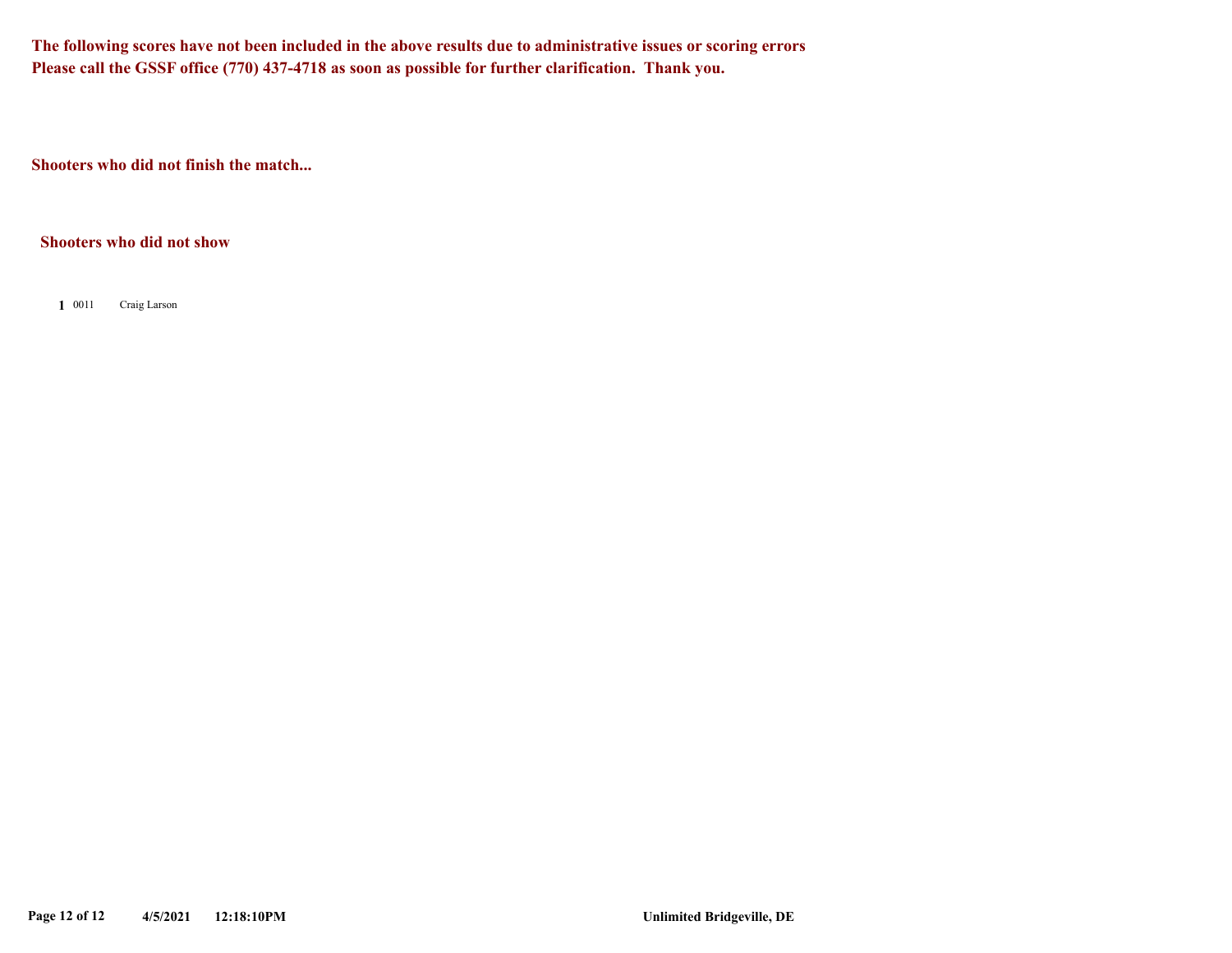**The following scores have not been included in the above results due to administrative issues or scoring errors**
**Please call the GSSF office (770) 437-4718 as soon as possible for further clarification. Thank you.**

**Shooters who did not finish the match...**

**Shooters who did not show**

| | | |
|---|---|---|
| **1** | 0011 | Craig Larson |